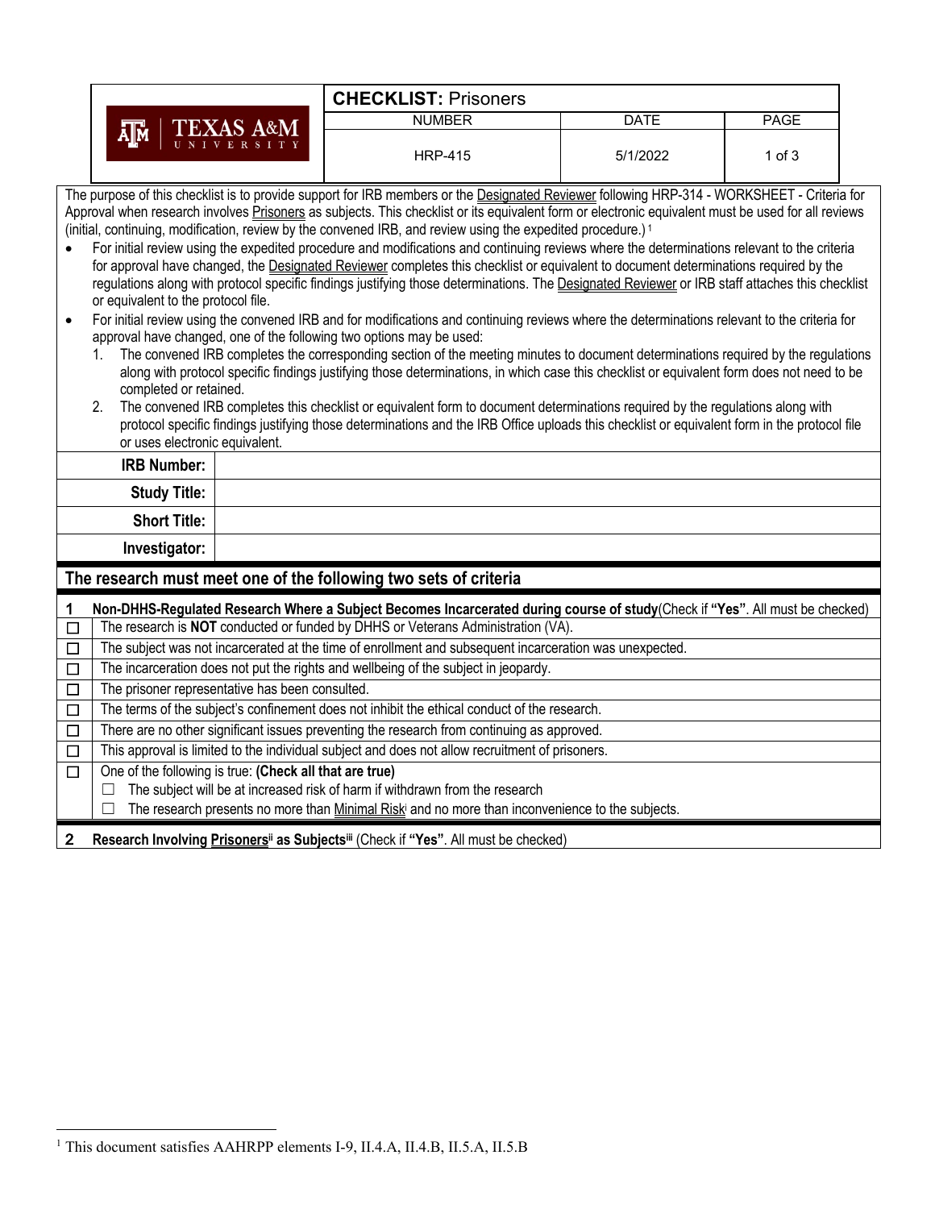| TEXAS A&M UNIVERSITY | **CHECKLIST:** Prisoners | | |
|---|---|---|---|
| | NUMBER | DATE | PAGE |
| | HRP-415 | 5/1/2022 | 1 of 3 |

The purpose of this checklist is to provide support for IRB members or the Designated Reviewer following HRP-314 - WORKSHEET - Criteria for Approval when research involves Prisoners as subjects. This checklist or its equivalent form or electronic equivalent must be used for all reviews (initial, continuing, modification, review by the convened IRB, and review using the expedited procedure.)[1]

- For initial review using the expedited procedure and modifications and continuing reviews where the determinations relevant to the criteria for approval have changed, the Designated Reviewer completes this checklist or equivalent to document determinations required by the regulations along with protocol specific findings justifying those determinations. The Designated Reviewer or IRB staff attaches this checklist or equivalent to the protocol file.
- For initial review using the convened IRB and for modifications and continuing reviews where the determinations relevant to the criteria for approval have changed, one of the following two options may be used:
  1. The convened IRB completes the corresponding section of the meeting minutes to document determinations required by the regulations along with protocol specific findings justifying those determinations, in which case this checklist or equivalent form does not need to be completed or retained.
  2. The convened IRB completes this checklist or equivalent form to document determinations required by the regulations along with protocol specific findings justifying those determinations and the IRB Office uploads this checklist or equivalent form in the protocol file or uses electronic equivalent.

| | |
|---|---|
| **IRB Number:** | |
| **Study Title:** | |
| **Short Title:** | |
| **Investigator:** | |

## The research must meet one of the following two sets of criteria

**1 Non-DHHS-Regulated Research Where a Subject Becomes Incarcerated during course of study** (Check if **"Yes"**. All must be checked)

- ☐ The research is **NOT** conducted or funded by DHHS or Veterans Administration (VA).
- ☐ The subject was not incarcerated at the time of enrollment and subsequent incarceration was unexpected.
- ☐ The incarceration does not put the rights and wellbeing of the subject in jeopardy.
- ☐ The prisoner representative has been consulted.
- ☐ The terms of the subject's confinement does not inhibit the ethical conduct of the research.
- ☐ There are no other significant issues preventing the research from continuing as approved.
- ☐ This approval is limited to the individual subject and does not allow recruitment of prisoners.
- ☐ One of the following is true: **(Check all that are true)**
  - ☐ The subject will be at increased risk of harm if withdrawn from the research
  - ☐ The research presents no more than Minimal Risk[i] and no more than inconvenience to the subjects.

**2 Research Involving Prisoners[ii] as Subjects[iii]** (Check if **"Yes"**. All must be checked)

[1] This document satisfies AAHRPP elements I-9, II.4.A, II.4.B, II.5.A, II.5.B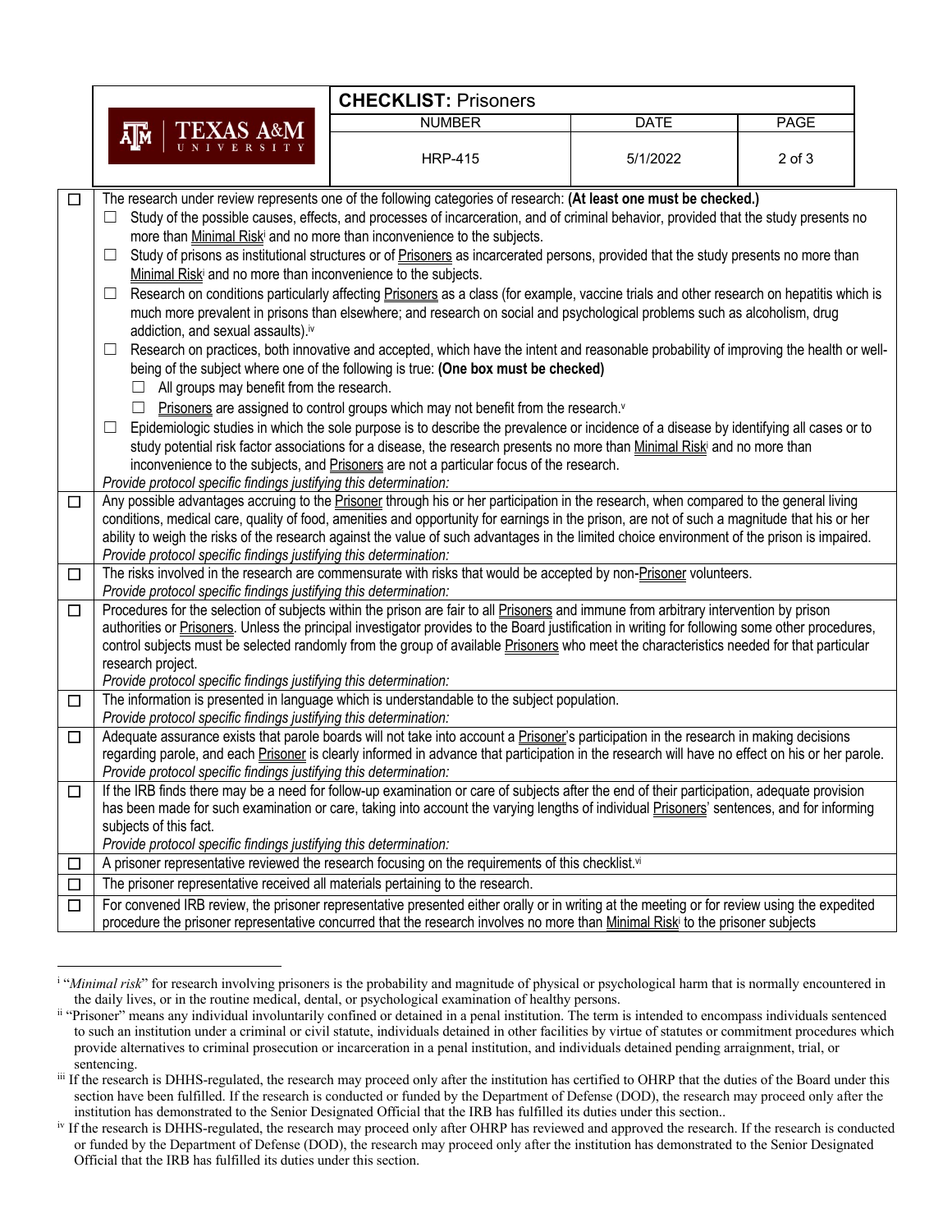| | |
|---|---|
| ☐ | The research under review represents one of the following categories of research: **(At least one must be checked.)**<br>☐ Study of the possible causes, effects, and processes of incarceration, and of criminal behavior, provided that the study presents no more than Minimal Risk[i] and no more than inconvenience to the subjects.<br>☐ Study of prisons as institutional structures or of Prisoners as incarcerated persons, provided that the study presents no more than Minimal Risk[i] and no more than inconvenience to the subjects.<br>☐ Research on conditions particularly affecting Prisoners as a class (for example, vaccine trials and other research on hepatitis which is much more prevalent in prisons than elsewhere; and research on social and psychological problems such as alcoholism, drug addiction, and sexual assaults).[iv]<br>☐ Research on practices, both innovative and accepted, which have the intent and reasonable probability of improving the health or well-being of the subject where one of the following is true: **(One box must be checked)**<br>☐ All groups may benefit from the research.<br>☐ Prisoners are assigned to control groups which may not benefit from the research.[v]<br>☐ Epidemiologic studies in which the sole purpose is to describe the prevalence or incidence of a disease by identifying all cases or to study potential risk factor associations for a disease, the research presents no more than Minimal Risk[i] and no more than inconvenience to the subjects, and Prisoners are not a particular focus of the research.<br>*Provide protocol specific findings justifying this determination:* |
| ☐ | Any possible advantages accruing to the Prisoner through his or her participation in the research, when compared to the general living conditions, medical care, quality of food, amenities and opportunity for earnings in the prison, are not of such a magnitude that his or her ability to weigh the risks of the research against the value of such advantages in the limited choice environment of the prison is impaired.<br>*Provide protocol specific findings justifying this determination:* |
| ☐ | The risks involved in the research are commensurate with risks that would be accepted by non-Prisoner volunteers.<br>*Provide protocol specific findings justifying this determination:* |
| ☐ | Procedures for the selection of subjects within the prison are fair to all Prisoners and immune from arbitrary intervention by prison authorities or Prisoners. Unless the principal investigator provides to the Board justification in writing for following some other procedures, control subjects must be selected randomly from the group of available Prisoners who meet the characteristics needed for that particular research project.<br>*Provide protocol specific findings justifying this determination:* |
| ☐ | The information is presented in language which is understandable to the subject population.<br>*Provide protocol specific findings justifying this determination:* |
| ☐ | Adequate assurance exists that parole boards will not take into account a Prisoner's participation in the research in making decisions regarding parole, and each Prisoner is clearly informed in advance that participation in the research will have no effect on his or her parole.<br>*Provide protocol specific findings justifying this determination:* |
| ☐ | If the IRB finds there may be a need for follow-up examination or care of subjects after the end of their participation, adequate provision has been made for such examination or care, taking into account the varying lengths of individual Prisoners' sentences, and for informing subjects of this fact.<br>*Provide protocol specific findings justifying this determination:* |
| ☐ | A prisoner representative reviewed the research focusing on the requirements of this checklist.[vi] |
| ☐ | The prisoner representative received all materials pertaining to the research. |
| ☐ | For convened IRB review, the prisoner representative presented either orally or in writing at the meeting or for review using the expedited procedure the prisoner representative concurred that the research involves no more than Minimal Risk[i] to the prisoner subjects |

---

[i] "*Minimal risk*" for research involving prisoners is the probability and magnitude of physical or psychological harm that is normally encountered in the daily lives, or in the routine medical, dental, or psychological examination of healthy persons.

[ii] "Prisoner" means any individual involuntarily confined or detained in a penal institution. The term is intended to encompass individuals sentenced to such an institution under a criminal or civil statute, individuals detained in other facilities by virtue of statutes or commitment procedures which provide alternatives to criminal prosecution or incarceration in a penal institution, and individuals detained pending arraignment, trial, or sentencing.

[iii] If the research is DHHS-regulated, the research may proceed only after the institution has certified to OHRP that the duties of the Board under this section have been fulfilled. If the research is conducted or funded by the Department of Defense (DOD), the research may proceed only after the institution has demonstrated to the Senior Designated Official that the IRB has fulfilled its duties under this section..

[iv] If the research is DHHS-regulated, the research may proceed only after OHRP has reviewed and approved the research. If the research is conducted or funded by the Department of Defense (DOD), the research may proceed only after the institution has demonstrated to the Senior Designated Official that the IRB has fulfilled its duties under this section.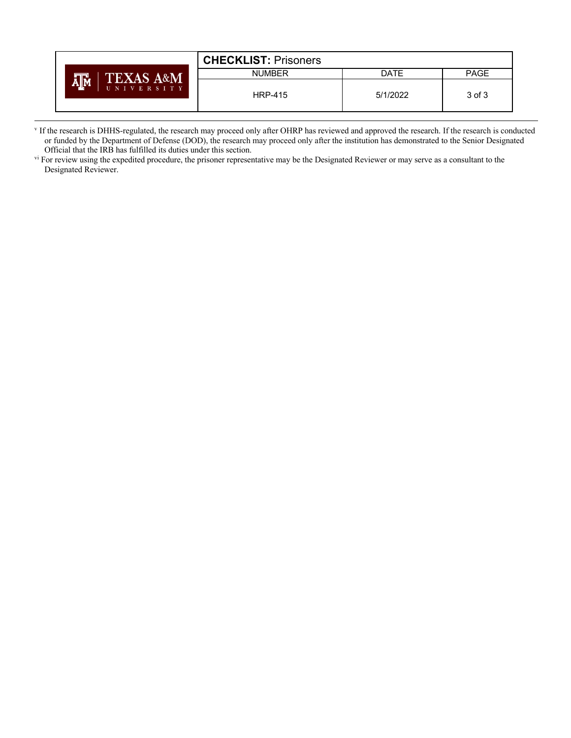[v] If the research is DHHS-regulated, the research may proceed only after OHRP has reviewed and approved the research. If the research is conducted or funded by the Department of Defense (DOD), the research may proceed only after the institution has demonstrated to the Senior Designated Official that the IRB has fulfilled its duties under this section.

[vi] For review using the expedited procedure, the prisoner representative may be the Designated Reviewer or may serve as a consultant to the Designated Reviewer.